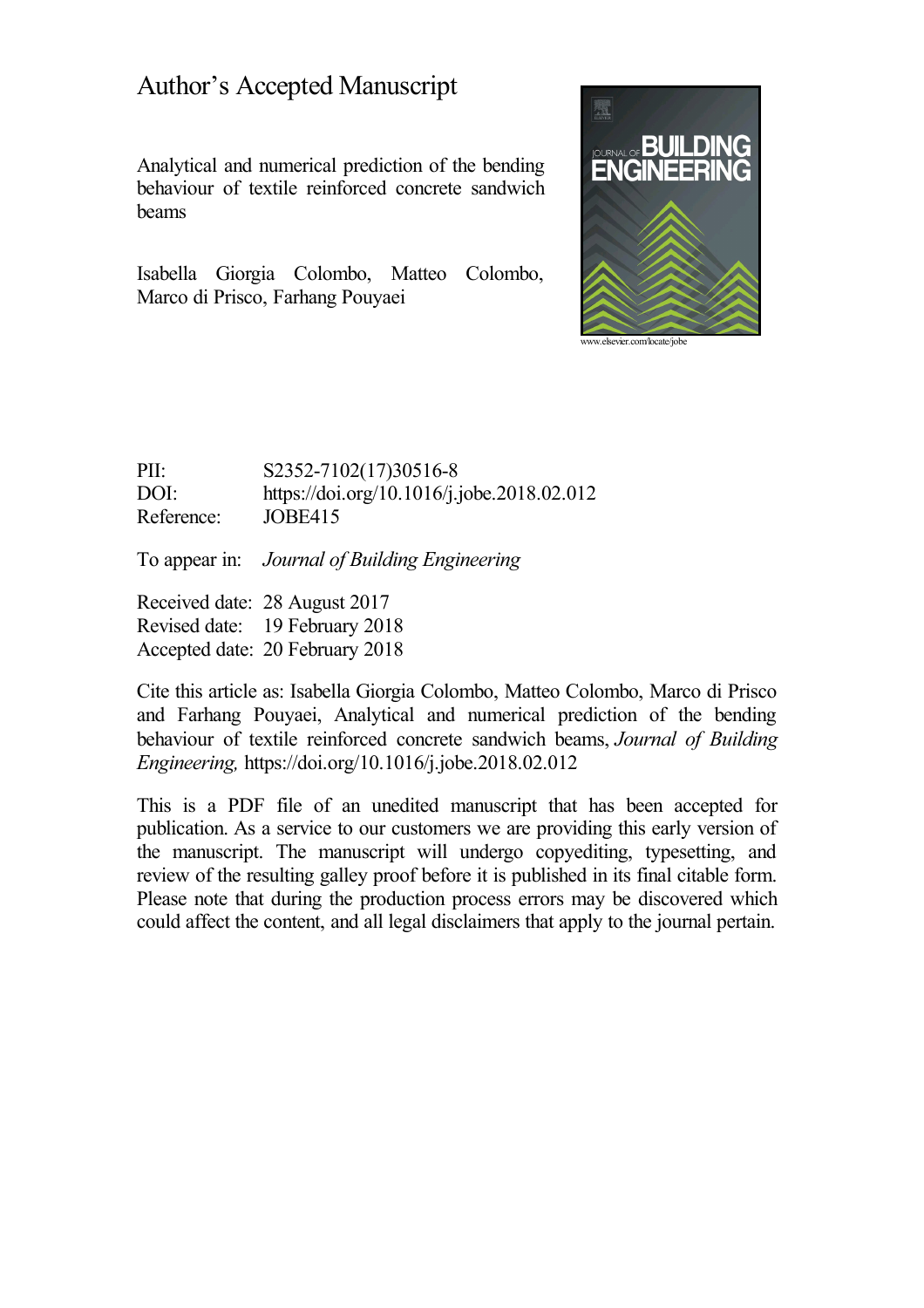# Author's Accepted Manuscript

Analytical and numerical prediction of the bending behaviour of textile reinforced concrete sandwich beams

Isabella Giorgia Colombo, Matteo Colombo, Marco di Prisco, Farhang Pouyaei

www.elsevier.com/locate/jobe

PII: S2352-7102(17)30516-8
DOI: https://doi.org/10.1016/j.jobe.2018.02.012
Reference: JOBE415

To appear in: *Journal of Building Engineering*

Received date: 28 August 2017
Revised date: 19 February 2018
Accepted date: 20 February 2018

Cite this article as: Isabella Giorgia Colombo, Matteo Colombo, Marco di Prisco and Farhang Pouyaei, Analytical and numerical prediction of the bending behaviour of textile reinforced concrete sandwich beams, *Journal of Building Engineering,* https://doi.org/10.1016/j.jobe.2018.02.012

This is a PDF file of an unedited manuscript that has been accepted for publication. As a service to our customers we are providing this early version of the manuscript. The manuscript will undergo copyediting, typesetting, and review of the resulting galley proof before it is published in its final citable form. Please note that during the production process errors may be discovered which could affect the content, and all legal disclaimers that apply to the journal pertain.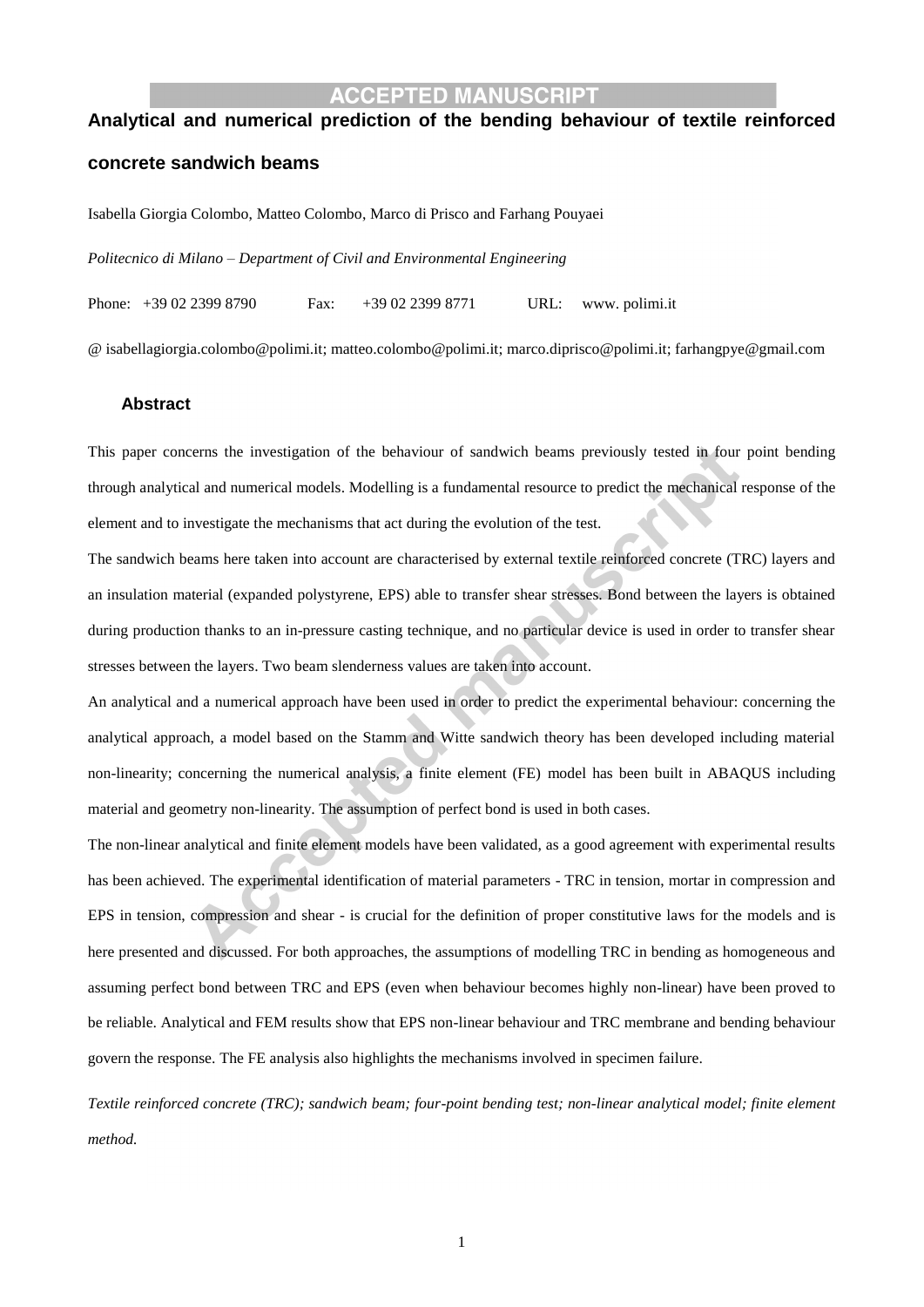# Analytical and numerical prediction of the bending behaviour of textile reinforced concrete sandwich beams

Isabella Giorgia Colombo, Matteo Colombo, Marco di Prisco and Farhang Pouyaei

*Politecnico di Milano – Department of Civil and Environmental Engineering*

Phone: +39 02 2399 8790 Fax: +39 02 2399 8771 URL: www. polimi.it

@ isabellagiorgia.colombo@polimi.it; matteo.colombo@polimi.it; marco.diprisco@polimi.it; farhangpye@gmail.com

## Abstract

This paper concerns the investigation of the behaviour of sandwich beams previously tested in four point bending through analytical and numerical models. Modelling is a fundamental resource to predict the mechanical response of the element and to investigate the mechanisms that act during the evolution of the test.

The sandwich beams here taken into account are characterised by external textile reinforced concrete (TRC) layers and an insulation material (expanded polystyrene, EPS) able to transfer shear stresses. Bond between the layers is obtained during production thanks to an in-pressure casting technique, and no particular device is used in order to transfer shear stresses between the layers. Two beam slenderness values are taken into account.

An analytical and a numerical approach have been used in order to predict the experimental behaviour: concerning the analytical approach, a model based on the Stamm and Witte sandwich theory has been developed including material non-linearity; concerning the numerical analysis, a finite element (FE) model has been built in ABAQUS including material and geometry non-linearity. The assumption of perfect bond is used in both cases.

The non-linear analytical and finite element models have been validated, as a good agreement with experimental results has been achieved. The experimental identification of material parameters - TRC in tension, mortar in compression and EPS in tension, compression and shear - is crucial for the definition of proper constitutive laws for the models and is here presented and discussed. For both approaches, the assumptions of modelling TRC in bending as homogeneous and assuming perfect bond between TRC and EPS (even when behaviour becomes highly non-linear) have been proved to be reliable. Analytical and FEM results show that EPS non-linear behaviour and TRC membrane and bending behaviour govern the response. The FE analysis also highlights the mechanisms involved in specimen failure.

*Textile reinforced concrete (TRC); sandwich beam; four-point bending test; non-linear analytical model; finite element method.*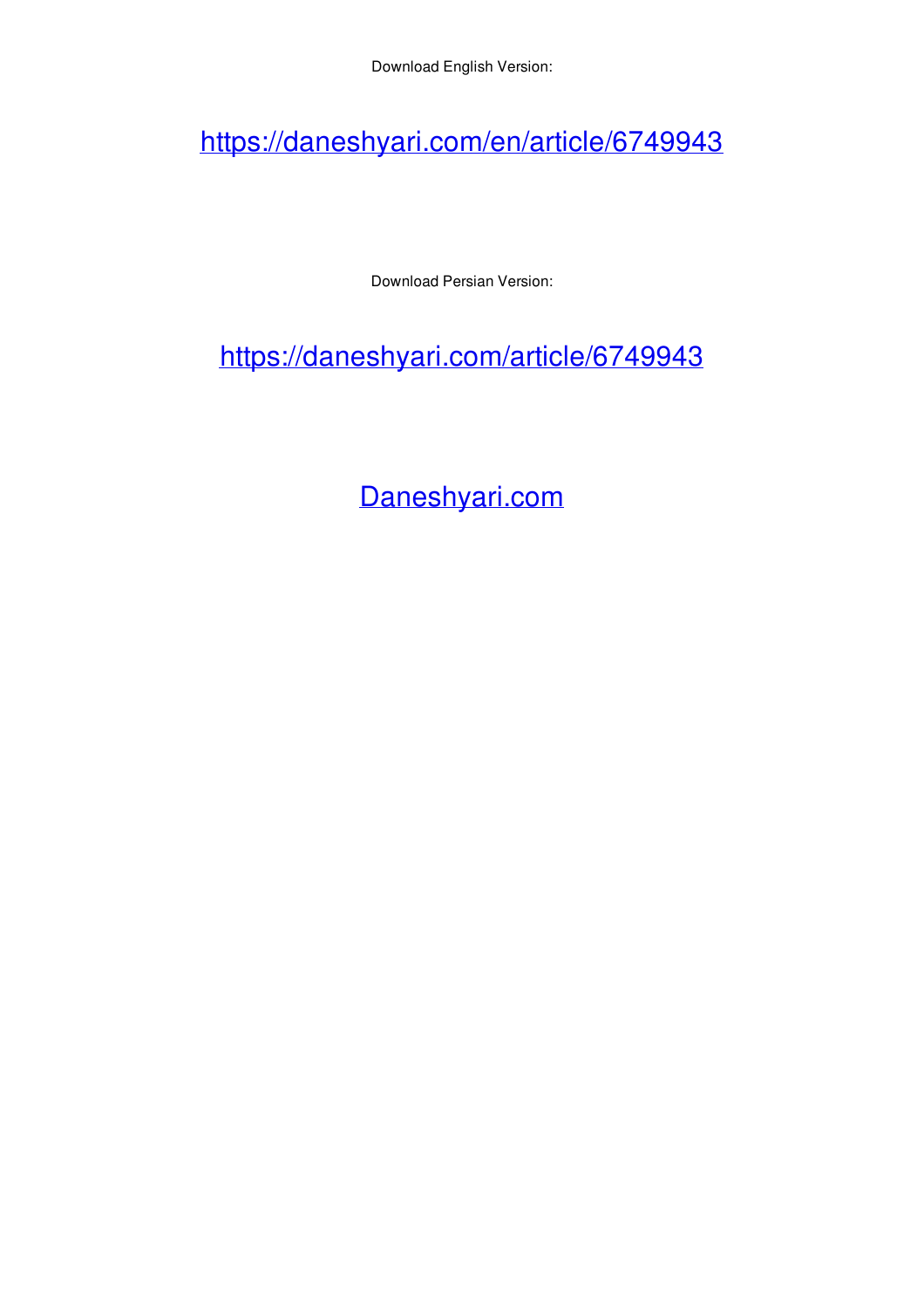Download English Version:

https://daneshyari.com/en/article/6749943

Download Persian Version:

https://daneshyari.com/article/6749943

Daneshyari.com